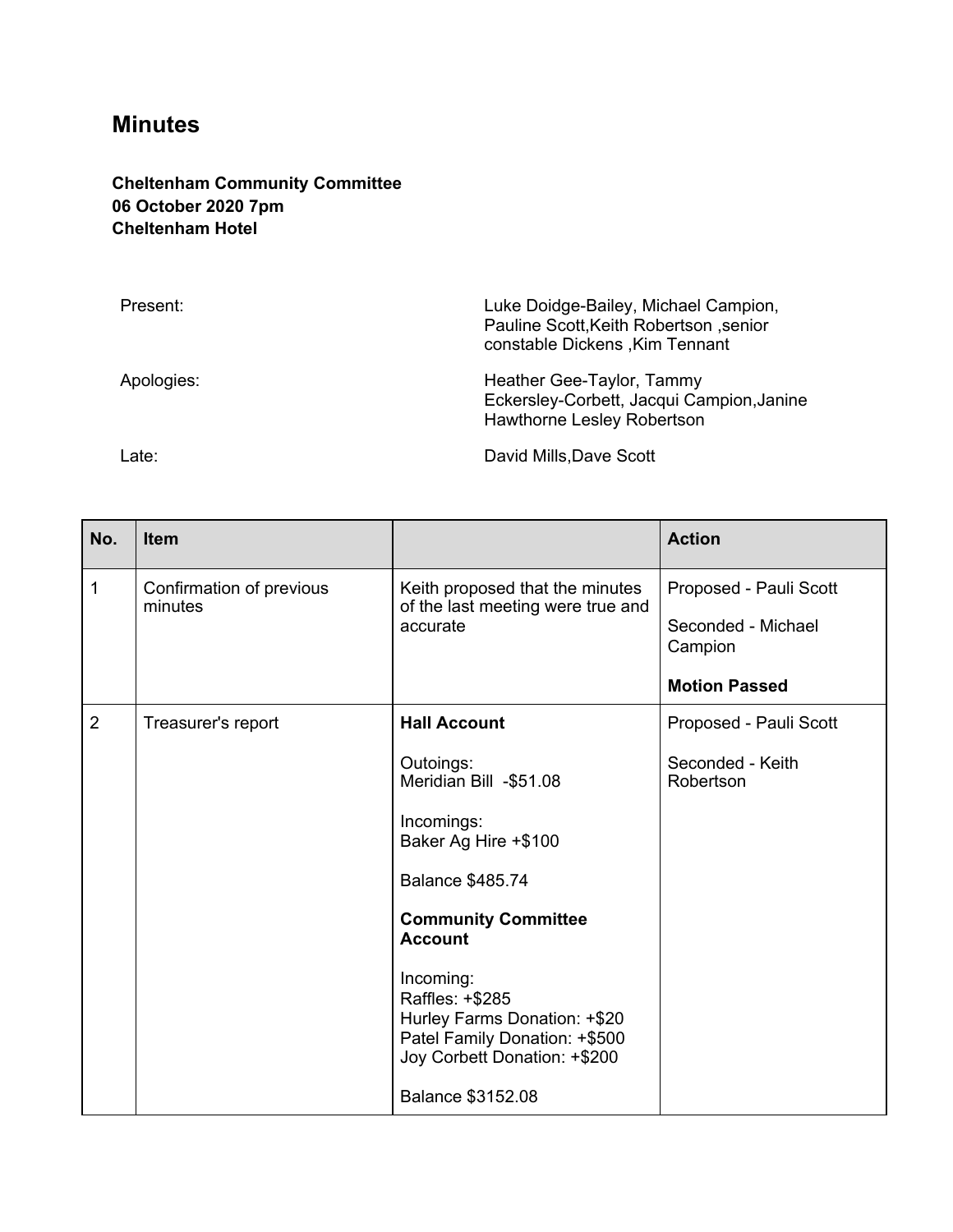# Minutes

**Cheltenham Community Committee**
**06 October 2020 7pm**
**Cheltenham Hotel**

| | |
|---|---|
| Present: | Luke Doidge-Bailey, Michael Campion, Pauline Scott,Keith Robertson ,senior constable Dickens ,Kim Tennant |
| Apologies: | Heather Gee-Taylor, Tammy Eckersley-Corbett, Jacqui Campion,Janine Hawthorne Lesley Robertson |
| Late: | David Mills,Dave Scott |

| No. | Item | | Action |
|---|---|---|---|
| 1 | Confirmation of previous minutes | Keith proposed that the minutes of the last meeting were true and accurate | Proposed - Pauli Scott<br><br>Seconded - Michael Campion<br><br>**Motion Passed** |
| 2 | Treasurer's report | **Hall Account**<br><br>Outoings:<br>Meridian Bill -$51.08<br><br>Incomings:<br>Baker Ag Hire +$100<br><br>Balance $485.74<br><br>**Community Committee Account**<br><br>Incoming:<br>Raffles: +$285<br>Hurley Farms Donation: +$20<br>Patel Family Donation: +$500<br>Joy Corbett Donation: +$200<br><br>Balance $3152.08 | Proposed - Pauli Scott<br><br>Seconded - Keith Robertson |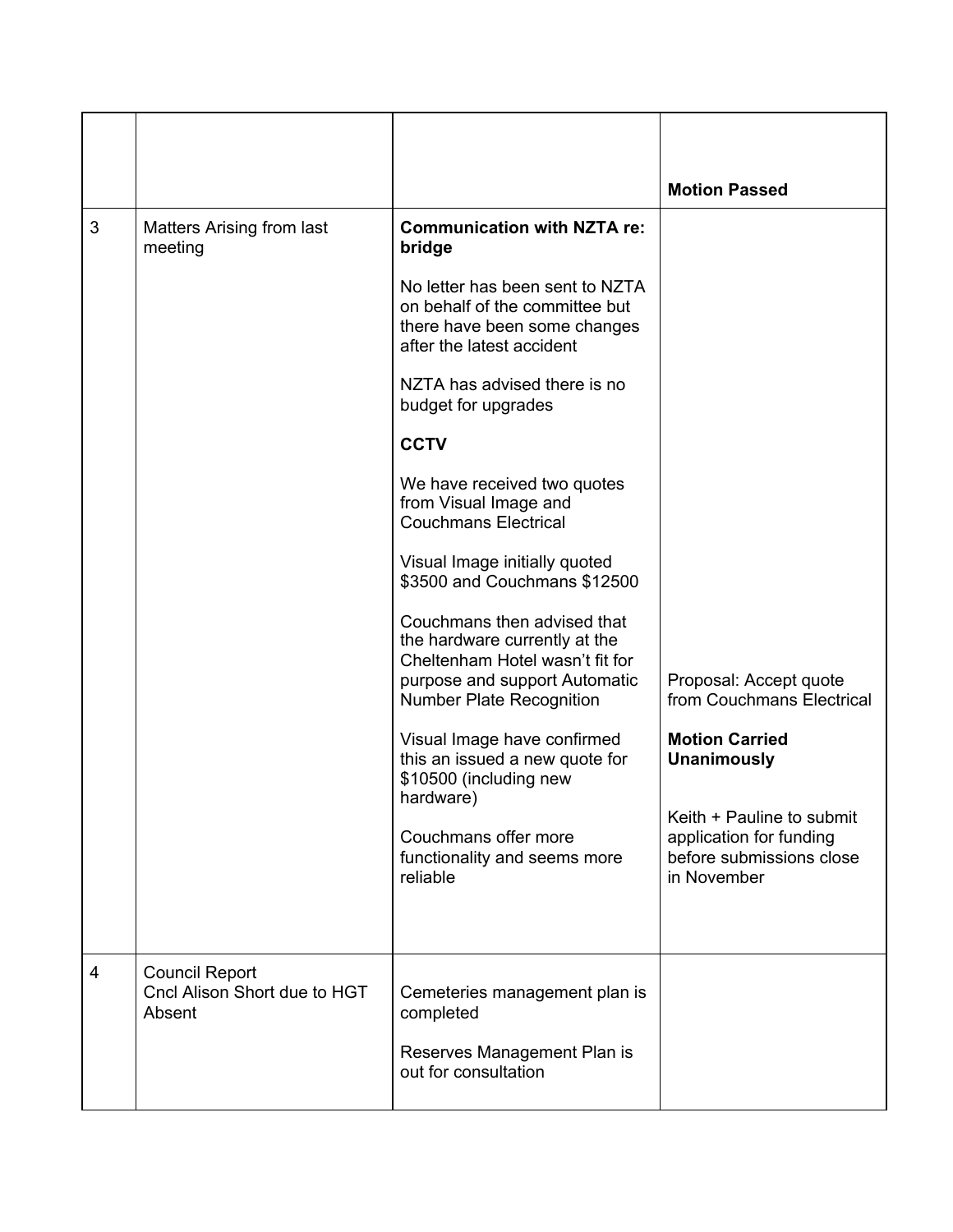| | | | |
|---|---|---|---|
| | | | **Motion Passed** |
| 3 | Matters Arising from last meeting | **Communication with NZTA re: bridge**<br><br>No letter has been sent to NZTA on behalf of the committee but there have been some changes after the latest accident<br><br>NZTA has advised there is no budget for upgrades<br><br>**CCTV**<br><br>We have received two quotes from Visual Image and Couchmans Electrical<br><br>Visual Image initially quoted $3500 and Couchmans $12500<br><br>Couchmans then advised that the hardware currently at the Cheltenham Hotel wasn't fit for purpose and support Automatic Number Plate Recognition<br><br>Visual Image have confirmed this an issued a new quote for $10500 (including new hardware)<br><br>Couchmans offer more functionality and seems more reliable | Proposal: Accept quote from Couchmans Electrical<br><br>**Motion Carried Unanimously**<br><br>Keith + Pauline to submit application for funding before submissions close in November |
| 4 | Council Report<br>Cncl Alison Short due to HGT Absent | Cemeteries management plan is completed<br><br>Reserves Management Plan is out for consultation | |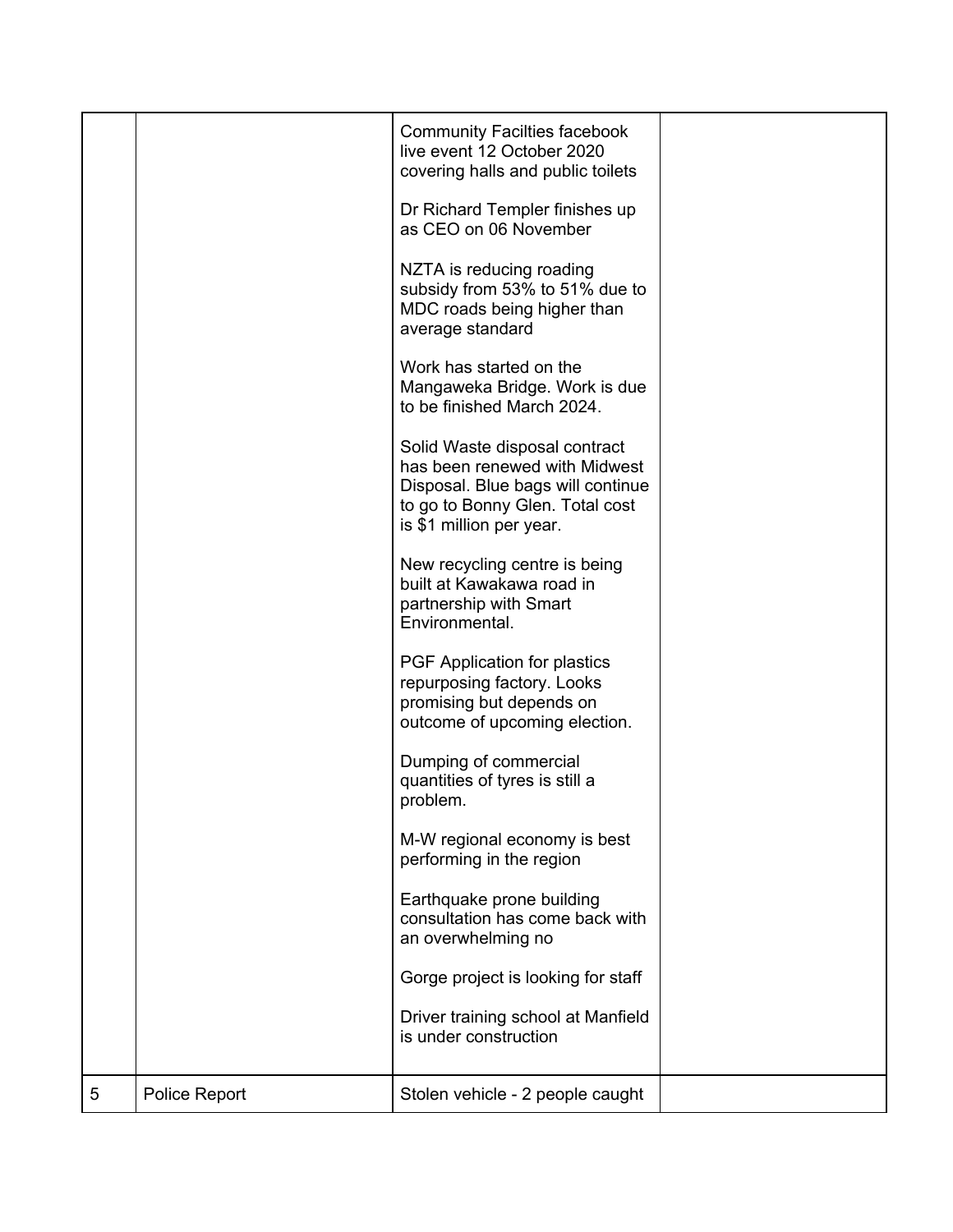| | | | |
|---|---|---|---|
| | | Community Facilties facebook live event 12 October 2020 covering halls and public toilets<br><br>Dr Richard Templer finishes up as CEO on 06 November<br><br>NZTA is reducing roading subsidy from 53% to 51% due to MDC roads being higher than average standard<br><br>Work has started on the Mangaweka Bridge. Work is due to be finished March 2024.<br><br>Solid Waste disposal contract has been renewed with Midwest Disposal. Blue bags will continue to go to Bonny Glen. Total cost is $1 million per year.<br><br>New recycling centre is being built at Kawakawa road in partnership with Smart Environmental.<br><br>PGF Application for plastics repurposing factory. Looks promising but depends on outcome of upcoming election.<br><br>Dumping of commercial quantities of tyres is still a problem.<br><br>M-W regional economy is best performing in the region<br><br>Earthquake prone building consultation has come back with an overwhelming no<br><br>Gorge project is looking for staff<br><br>Driver training school at Manfield is under construction | |
| 5 | Police Report | Stolen vehicle - 2 people caught | |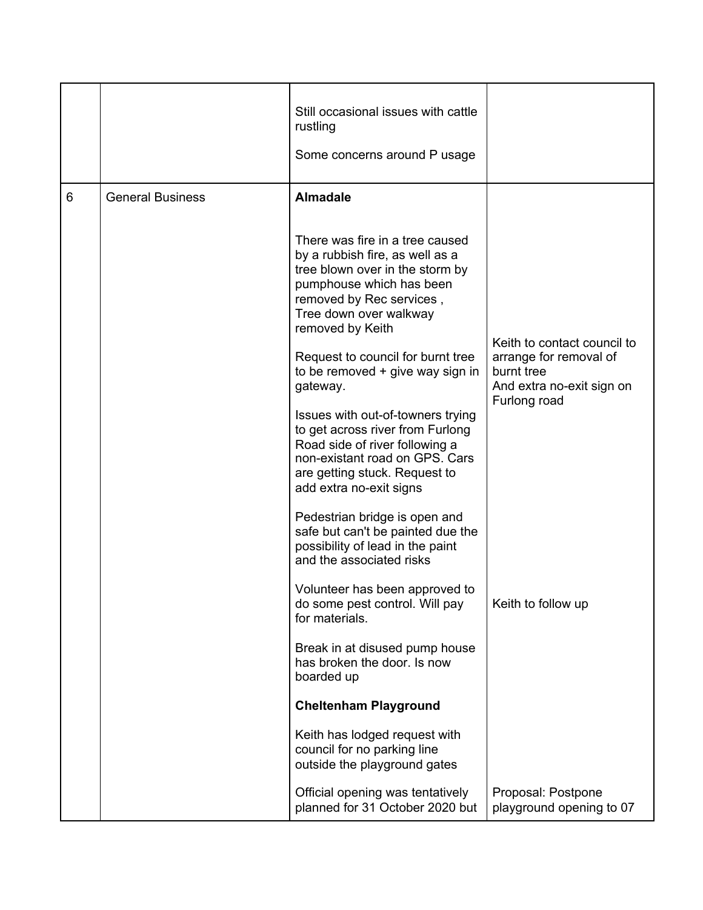| | | | |
|---|---|---|---|
| | | Still occasional issues with cattle rustling<br><br>Some concerns around P usage | |
| 6 | General Business | **Almadale**<br><br>There was fire in a tree caused by a rubbish fire, as well as a tree blown over in the storm by pumphouse which has been removed by Rec services , Tree down over walkway removed by Keith<br><br>Request to council for burnt tree to be removed + give way sign in gateway.<br><br>Issues with out-of-towners trying to get across river from Furlong Road side of river following a non-existant road on GPS. Cars are getting stuck. Request to add extra no-exit signs<br><br>Pedestrian bridge is open and safe but can't be painted due the possibility of lead in the paint and the associated risks<br><br>Volunteer has been approved to do some pest control. Will pay for materials.<br><br>Break in at disused pump house has broken the door. Is now boarded up<br><br>**Cheltenham Playground**<br><br>Keith has lodged request with council for no parking line outside the playground gates | Keith to contact council to arrange for removal of burnt tree<br>And extra no-exit sign on Furlong road<br><br>Keith to follow up |
| | | Official opening was tentatively planned for 31 October 2020 but | Proposal: Postpone playground opening to 07 |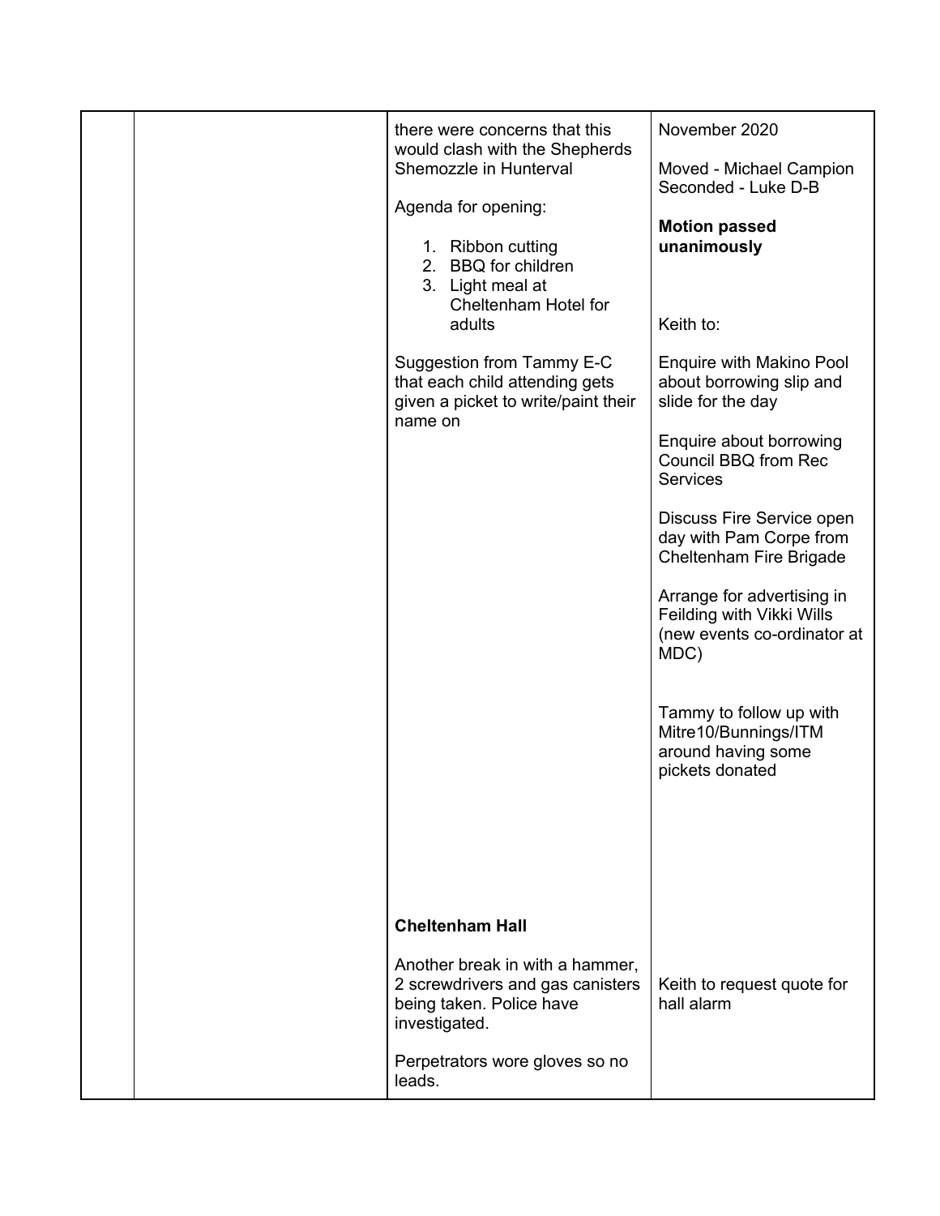| | | | |
|---|---|---|---|
| | | there were concerns that this would clash with the Shepherds Shemozzle in Hunterval<br><br>Agenda for opening:<br><br>1. Ribbon cutting<br>2. BBQ for children<br>3. Light meal at Cheltenham Hotel for adults<br><br>Suggestion from Tammy E-C that each child attending gets given a picket to write/paint their name on | November 2020<br><br>Moved - Michael Campion<br>Seconded - Luke D-B<br><br>**Motion passed unanimously**<br><br>Keith to:<br><br>Enquire with Makino Pool about borrowing slip and slide for the day<br><br>Enquire about borrowing Council BBQ from Rec Services<br><br>Discuss Fire Service open day with Pam Corpe from Cheltenham Fire Brigade<br><br>Arrange for advertising in Feilding with Vikki Wills (new events co-ordinator at MDC)<br><br>Tammy to follow up with Mitre10/Bunnings/ITM around having some pickets donated |
| | | **Cheltenham Hall**<br><br>Another break in with a hammer, 2 screwdrivers and gas canisters being taken. Police have investigated.<br><br>Perpetrators wore gloves so no leads. | Keith to request quote for hall alarm |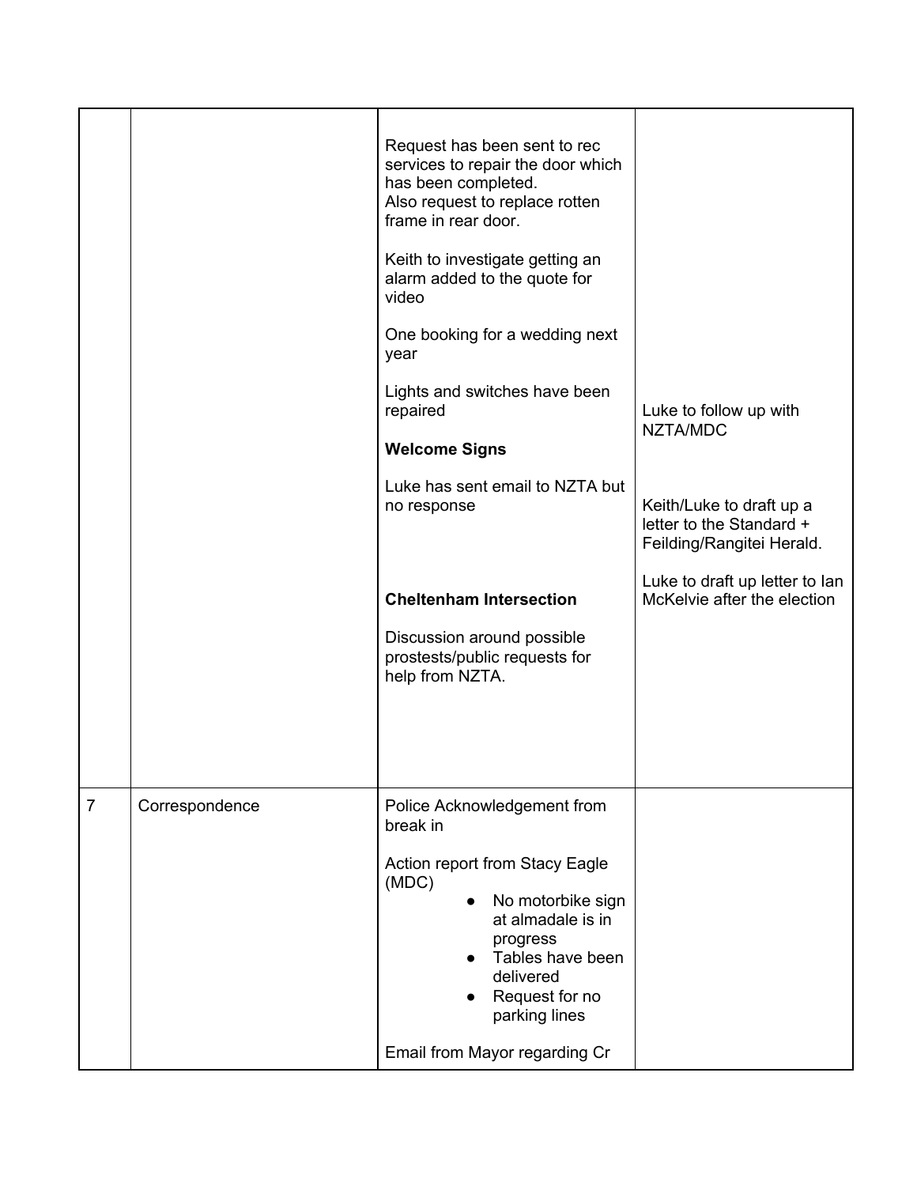| | | | |
|---|---|---|---|
| | | Request has been sent to rec services to repair the door which has been completed.<br>Also request to replace rotten frame in rear door.<br><br>Keith to investigate getting an alarm added to the quote for video<br><br>One booking for a wedding next year<br><br>Lights and switches have been repaired<br><br>**Welcome Signs**<br><br>Luke has sent email to NZTA but no response<br><br>**Cheltenham Intersection**<br><br>Discussion around possible prostests/public requests for help from NZTA. | Luke to follow up with NZTA/MDC<br><br>Keith/Luke to draft up a letter to the Standard + Feilding/Rangitei Herald.<br><br>Luke to draft up letter to Ian McKelvie after the election |
| 7 | Correspondence | Police Acknowledgement from break in<br><br>Action report from Stacy Eagle (MDC)<br>• No motorbike sign at almadale is in progress<br>• Tables have been delivered<br>• Request for no parking lines<br><br>Email from Mayor regarding Cr | |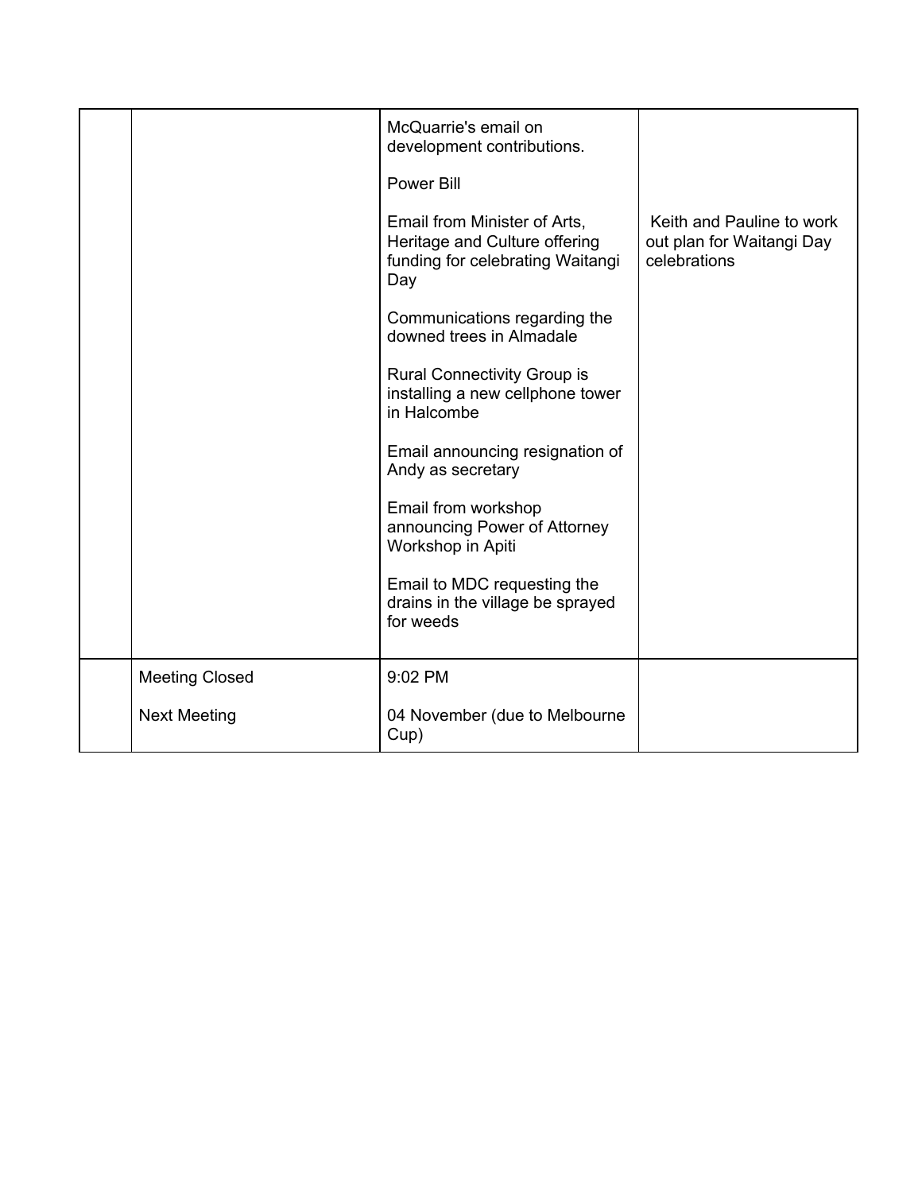| | | | |
|---|---|---|---|
| | | McQuarrie's email on development contributions.<br><br>Power Bill<br><br>Email from Minister of Arts, Heritage and Culture offering funding for celebrating Waitangi Day<br><br>Communications regarding the downed trees in Almadale<br><br>Rural Connectivity Group is installing a new cellphone tower in Halcombe<br><br>Email announcing resignation of Andy as secretary<br><br>Email from workshop announcing Power of Attorney Workshop in Apiti<br><br>Email to MDC requesting the drains in the village be sprayed for weeds | Keith and Pauline to work out plan for Waitangi Day celebrations |
| | Meeting Closed<br><br>Next Meeting | 9:02 PM<br><br>04 November (due to Melbourne Cup) | |